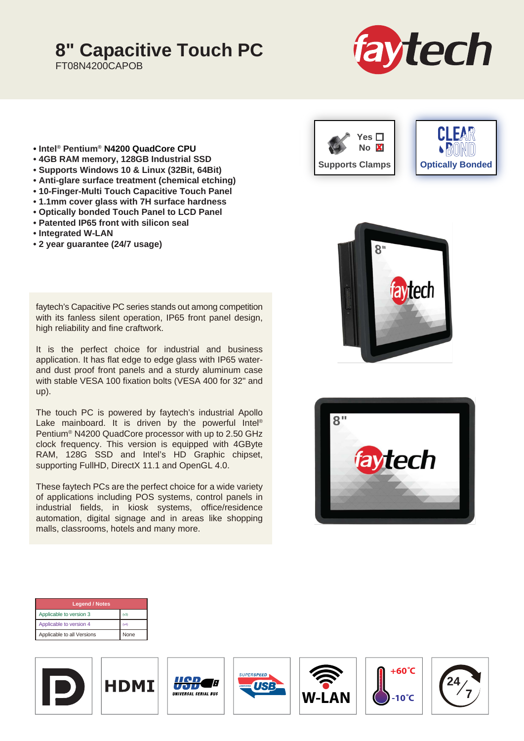# 8" Capacitive Touch PC

FT08N4200CAPOB

- **Intel® Pentium® N4200 QuadCore CPU**
- **4GB RAM memory, 128GB Industrial SSD**
- **Supports Windows 10 & Linux (32Bit, 64Bit)**
- **Anti-glare surface treatment (chemical etching)**
- **10-Finger-Multi Touch Capacitive Touch Panel**
- **1.1mm cover glass with 7H surface hardness**
- **Optically bonded Touch Panel to LCD Panel**
- **Patented IP65 front with silicon seal**
- **Integrated W-LAN**
- **2 year guarantee (24/7 usage)**

Supports Clamps: Yes ☐ No ☒

Optically Bonded

faytech's Capacitive PC series stands out among competition with its fanless silent operation, IP65 front panel design, high reliability and fine craftwork.

It is the perfect choice for industrial and business application. It has flat edge to edge glass with IP65 water- and dust proof front panels and a sturdy aluminum case with stable VESA 100 fixation bolts (VESA 400 for 32" and up).

The touch PC is powered by faytech's industrial Apollo Lake mainboard. It is driven by the powerful Intel® Pentium® N4200 QuadCore processor with up to 2.50 GHz clock frequency. This version is equipped with 4GByte RAM, 128G SSD and Intel's HD Graphic chipset, supporting FullHD, DirectX 11.1 and OpenGL 4.0.

These faytech PCs are the perfect choice for a wide variety of applications including POS systems, control panels in industrial fields, in kiosk systems, office/residence automation, digital signage and in areas like shopping malls, classrooms, hotels and many more.

| Legend / Notes | |
|---|---|
| Applicable to version 3 | (v3) |
| Applicable to version 4 | (v4) |
| Applicable to all Versions | None |

HDMI | USB | SuperSpeed USB | W-LAN | +60°C / -10°C | 24/7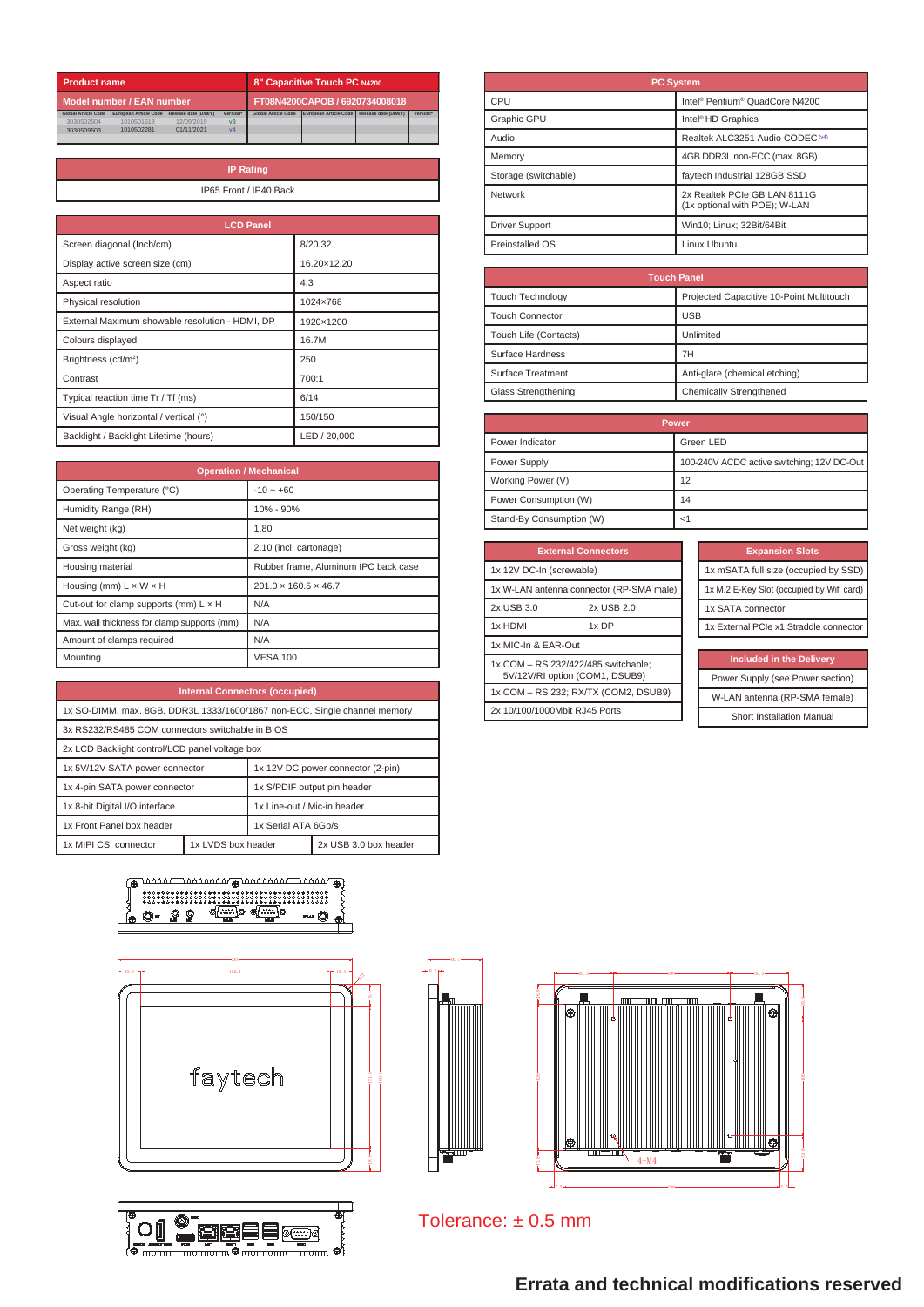| Product name | 8" Capacitive Touch PC N4200 |
|---|---|
| Model number / EAN number | FT08N4200CAPOB / 6920734008018 |

| Global Article Code | European Article Code | Release date (D/M/Y) | Version* | Global Article Code | European Article Code | Release date (D/M/Y) | Version* |
|---|---|---|---|---|---|---|---|
| 3030502504 | 1010501618 | 12/09/2019 | v3 | | | | |
| 3030509503 | 1010502281 | 01/11/2021 | v4 | | | | |

| IP Rating |
|---|
| IP65 Front / IP40 Back |

| LCD Panel | |
|---|---|
| Screen diagonal (Inch/cm) | 8/20.32 |
| Display active screen size (cm) | 16.20×12.20 |
| Aspect ratio | 4:3 |
| Physical resolution | 1024×768 |
| External Maximum showable resolution - HDMI, DP | 1920×1200 |
| Colours displayed | 16.7M |
| Brightness (cd/m²) | 250 |
| Contrast | 700:1 |
| Typical reaction time Tr / Tf (ms) | 6/14 |
| Visual Angle horizontal / vertical (°) | 150/150 |
| Backlight / Backlight Lifetime (hours) | LED / 20,000 |

| Operation / Mechanical | |
|---|---|
| Operating Temperature (°C) | -10 ~ +60 |
| Humidity Range (RH) | 10% - 90% |
| Net weight (kg) | 1.80 |
| Gross weight (kg) | 2.10 (incl. cartonage) |
| Housing material | Rubber frame, Aluminum IPC back case |
| Housing (mm) L × W × H | 201.0 × 160.5 × 46.7 |
| Cut-out for clamp supports (mm) L × H | N/A |
| Max. wall thickness for clamp supports (mm) | N/A |
| Amount of clamps required | N/A |
| Mounting | VESA 100 |

| Internal Connectors (occupied) | | |
|---|---|---|
| 1x SO-DIMM, max. 8GB, DDR3L 1333/1600/1867 non-ECC, Single channel memory | | |
| 3x RS232/RS485 COM connectors switchable in BIOS | | |
| 2x LCD Backlight control/LCD panel voltage box | | |
| 1x 5V/12V SATA power connector | 1x 12V DC power connector (2-pin) | |
| 1x 4-pin SATA power connector | 1x S/PDIF output pin header | |
| 1x 8-bit Digital I/O interface | 1x Line-out / Mic-in header | |
| 1x Front Panel box header | 1x Serial ATA 6Gb/s | |
| 1x MIPI CSI connector | 1x LVDS box header | 2x USB 3.0 box header |

| PC System | |
|---|---|
| CPU | Intel® Pentium® QuadCore N4200 |
| Graphic GPU | Intel® HD Graphics |
| Audio | Realtek ALC3251 Audio CODEC (v4) |
| Memory | 4GB DDR3L non-ECC (max. 8GB) |
| Storage (switchable) | faytech Industrial 128GB SSD |
| Network | 2x Realtek PCIe GB LAN 8111G (1x optional with POE); W-LAN |
| Driver Support | Win10; Linux; 32Bit/64Bit |
| Preinstalled OS | Linux Ubuntu |

| Touch Panel | |
|---|---|
| Touch Technology | Projected Capacitive 10-Point Multitouch |
| Touch Connector | USB |
| Touch Life (Contacts) | Unlimited |
| Surface Hardness | 7H |
| Surface Treatment | Anti-glare (chemical etching) |
| Glass Strengthening | Chemically Strengthened |

| Power | |
|---|---|
| Power Indicator | Green LED |
| Power Supply | 100-240V ACDC active switching; 12V DC-Out |
| Working Power (V) | 12 |
| Power Consumption (W) | 14 |
| Stand-By Consumption (W) | <1 |

| External Connectors | |
|---|---|
| 1x 12V DC-In (screwable) | |
| 1x W-LAN antenna connector (RP-SMA male) | |
| 2x USB 3.0 | 2x USB 2.0 |
| 1x HDMI | 1x DP |
| 1x MIC-In & EAR-Out | |
| 1x COM – RS 232/422/485 switchable; 5V/12V/RI option (COM1, DSUB9) | |
| 1x COM – RS 232; RX/TX (COM2, DSUB9) | |
| 2x 10/100/1000Mbit RJ45 Ports | |

| Expansion Slots |
|---|
| 1x mSATA full size (occupied by SSD) |
| 1x M.2 E-Key Slot (occupied by Wifi card) |
| 1x SATA connector |
| 1x External PCIe x1 Straddle connector |

| Included in the Delivery |
|---|
| Power Supply (see Power section) |
| W-LAN antenna (RP-SMA female) |
| Short Installation Manual |

Tolerance: ± 0.5 mm

**Errata and technical modifications reserved**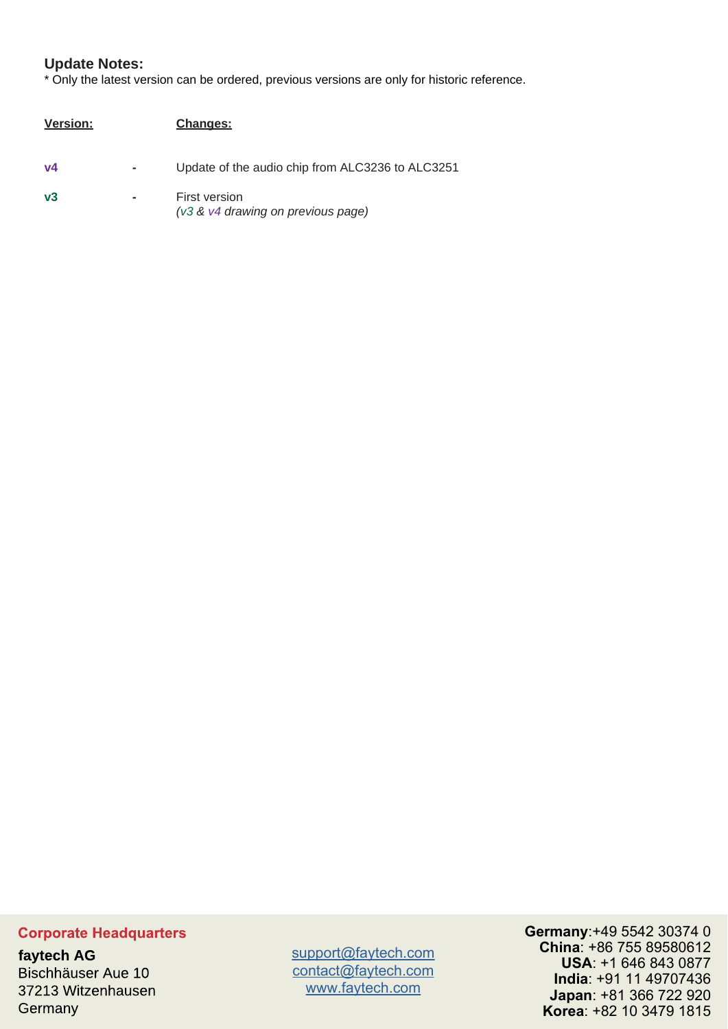## Update Notes:

* Only the latest version can be ordered, previous versions are only for historic reference.

| Version: | | Changes: |
|---|---|---|
| **v4** | - | Update of the audio chip from ALC3236 to ALC3251 |
| **v3** | - | First version<br>*(v3 & v4 drawing on previous page)* |

**Corporate Headquarters**

**faytech AG**
Bischhäuser Aue 10
37213 Witzenhausen
Germany

support@faytech.com
contact@faytech.com
www.faytech.com

**Germany**:+49 5542 30374 0
**China**: +86 755 89580612
**USA**: +1 646 843 0877
**India**: +91 11 49707436
**Japan**: +81 366 722 920
**Korea**: +82 10 3479 1815